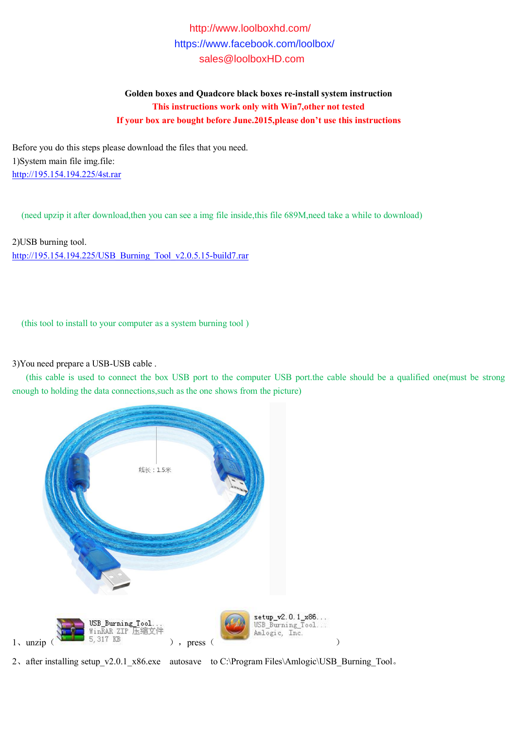http://www.loolboxhd.com/
https://www.facebook.com/loolbox/
sales@loolboxHD.com

**Golden boxes and Quadcore black boxes re-install system instruction**

**This instructions work only with Win7,other not tested**

**If your box are bought before June.2015,please don't use this instructions**

Before you do this steps please download the files that you need.

1)System main file img.file:

http://195.154.194.225/4st.rar

(need upzip it after download,then you can see a img file inside,this file 689M,need take a while to download)

2)USB burning tool.

http://195.154.194.225/USB_Burning_Tool_v2.0.5.15-build7.rar

(this tool to install to your computer as a system burning tool )

3)You need prepare a USB-USB cable .

(this cable is used to connect the box USB port to the computer USB port.the cable should be a qualified one(must be strong enough to holding the data connections,such as the one shows from the picture)

线长：1.5米

1、unzip（ USB_Burning_Tool... WinRAR ZIP 压缩文件 5,317 KB ），press（ setup_v2.0.1_x86... USB_Burning_Tool... Amlogic, Inc. ）

2、after installing setup_v2.0.1_x86.exe autosave to C:\Program Files\Amlogic\USB_Burning_Tool。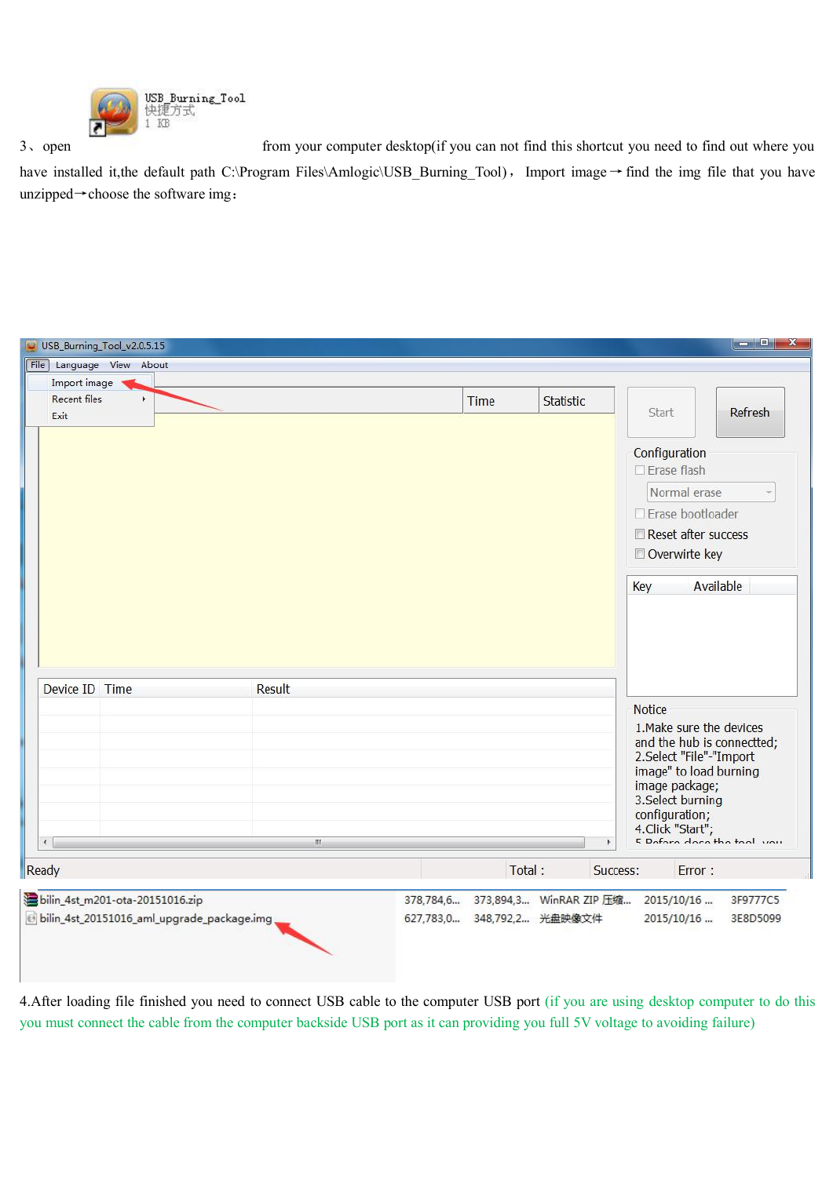3、open from your computer desktop(if you can not find this shortcut you need to find out where you have installed it,the default path C:\Program Files\Amlogic\USB_Burning_Tool)， Import image→ find the img file that you have unzipped→choose the software img：

4.After loading file finished you need to connect USB cable to the computer USB port (if you are using desktop computer to do this you must connect the cable from the computer backside USB port as it can providing you full 5V voltage to avoiding failure)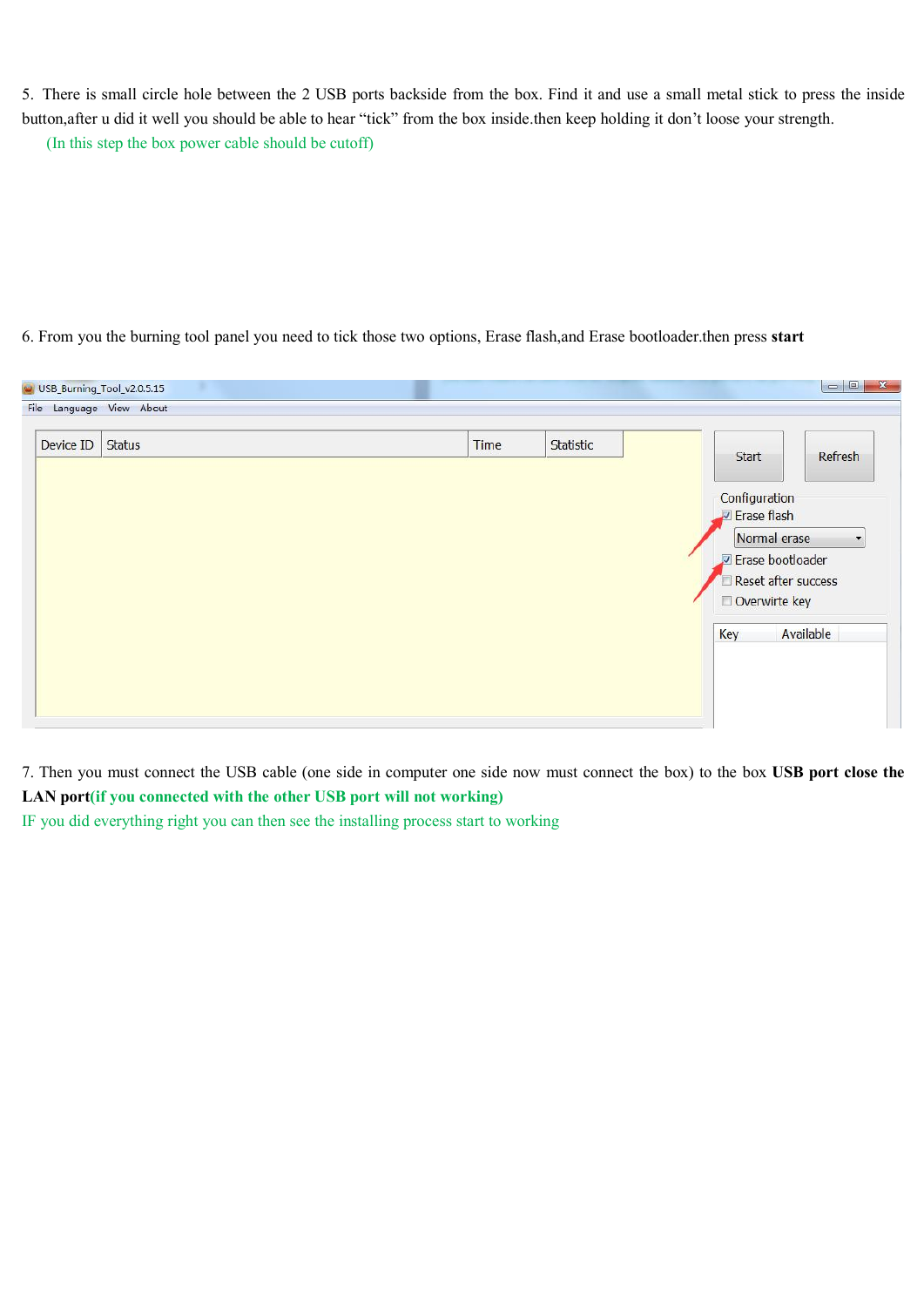5. There is small circle hole between the 2 USB ports backside from the box. Find it and use a small metal stick to press the inside button,after u did it well you should be able to hear "tick" from the box inside.then keep holding it don't loose your strength.

(In this step the box power cable should be cutoff)

6. From you the burning tool panel you need to tick those two options, Erase flash,and Erase bootloader.then press **start**

7. Then you must connect the USB cable (one side in computer one side now must connect the box) to the box **USB port close the LAN port** **(if you connected with the other USB port will not working)**

IF you did everything right you can then see the installing process start to working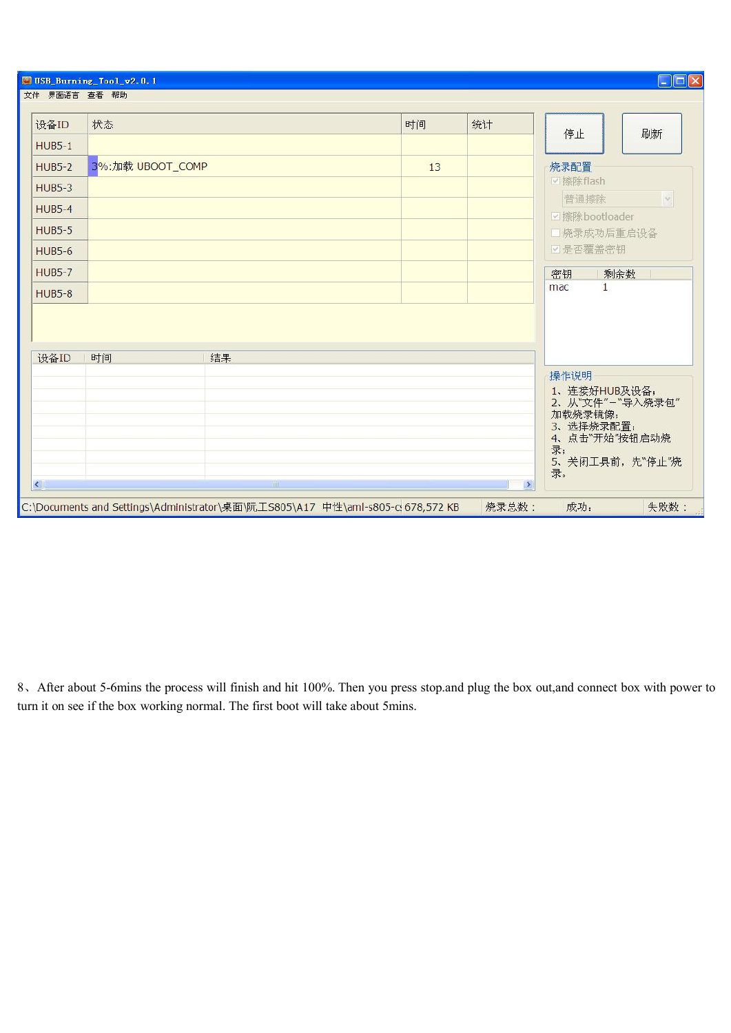USB_Burning_Tool_v2.0.1

文件 界面语言 查看 帮助

| 设备ID | 状态 | 时间 | 统计 |
| --- | --- | --- | --- |
| HUB5-1 | | | |
| HUB5-2 | 3%:加载 UBOOT_COMP | 13 | |
| HUB5-3 | | | |
| HUB5-4 | | | |
| HUB5-5 | | | |
| HUB5-6 | | | |
| HUB5-7 | | | |
| HUB5-8 | | | |

停止 刷新

烧录配置
- 擦除flash
- 普通擦除
- 擦除bootloader
- 烧录成功后重启设备
- 是否覆盖密钥

| 密钥 | 剩余数 |
| --- | --- |
| mac | 1 |

| 设备ID | 时间 | 结果 |
| --- | --- | --- |

操作说明
1、连接好HUB及设备;
2、从"文件"-"导入烧录包"加载烧录镜像;
3、选择烧录配置;
4、点击"开始"按钮启动烧录;
5、关闭工具前,先"停止"烧录。

C:\Documents and Settings\Administrator\桌面\阮工S805\A17 中性\aml-s805-c 678,572 KB 烧录总数: 成功: 失败数:

8、After about 5-6mins the process will finish and hit 100%. Then you press stop.and plug the box out,and connect box with power to turn it on see if the box working normal. The first boot will take about 5mins.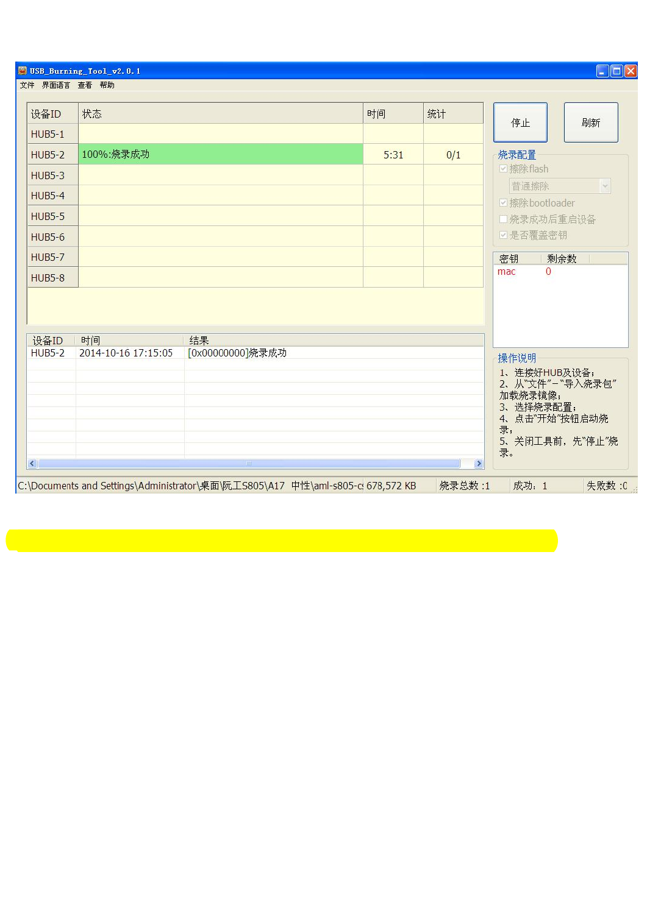USB_Burning_Tool_v2.0.1

文件　界面语言　查看　帮助

| 设备ID | 状态 | 时间 | 统计 |
|---|---|---|---|
| HUB5-1 | | | |
| HUB5-2 | 100%:烧录成功 | 5:31 | 0/1 |
| HUB5-3 | | | |
| HUB5-4 | | | |
| HUB5-5 | | | |
| HUB5-6 | | | |
| HUB5-7 | | | |
| HUB5-8 | | | |

停止　刷新

烧录配置

- ☑ 擦除flash
- 普通擦除
- ☑ 擦除bootloader
- ☐ 烧录成功后重启设备
- ☑ 是否覆盖密钥

| 密钥 | 剩余数 |
|---|---|
| mac | 0 |

| 设备ID | 时间 | 结果 |
|---|---|---|
| HUB5-2 | 2014-10-16 17:15:05 | [0x00000000]烧录成功 |

操作说明

1、连接好HUB及设备；
2、从"文件"－"导入烧录包"加载烧录镜像；
3、选择烧录配置；
4、点击"开始"按钮启动烧录；
5、关闭工具前，先"停止"烧录。

C:\Documents and Settings\Administrator\桌面\阮工S805\A17 中性\aml-s805-c 678,572 KB　烧录总数 :1　成功：1　失败数 :0